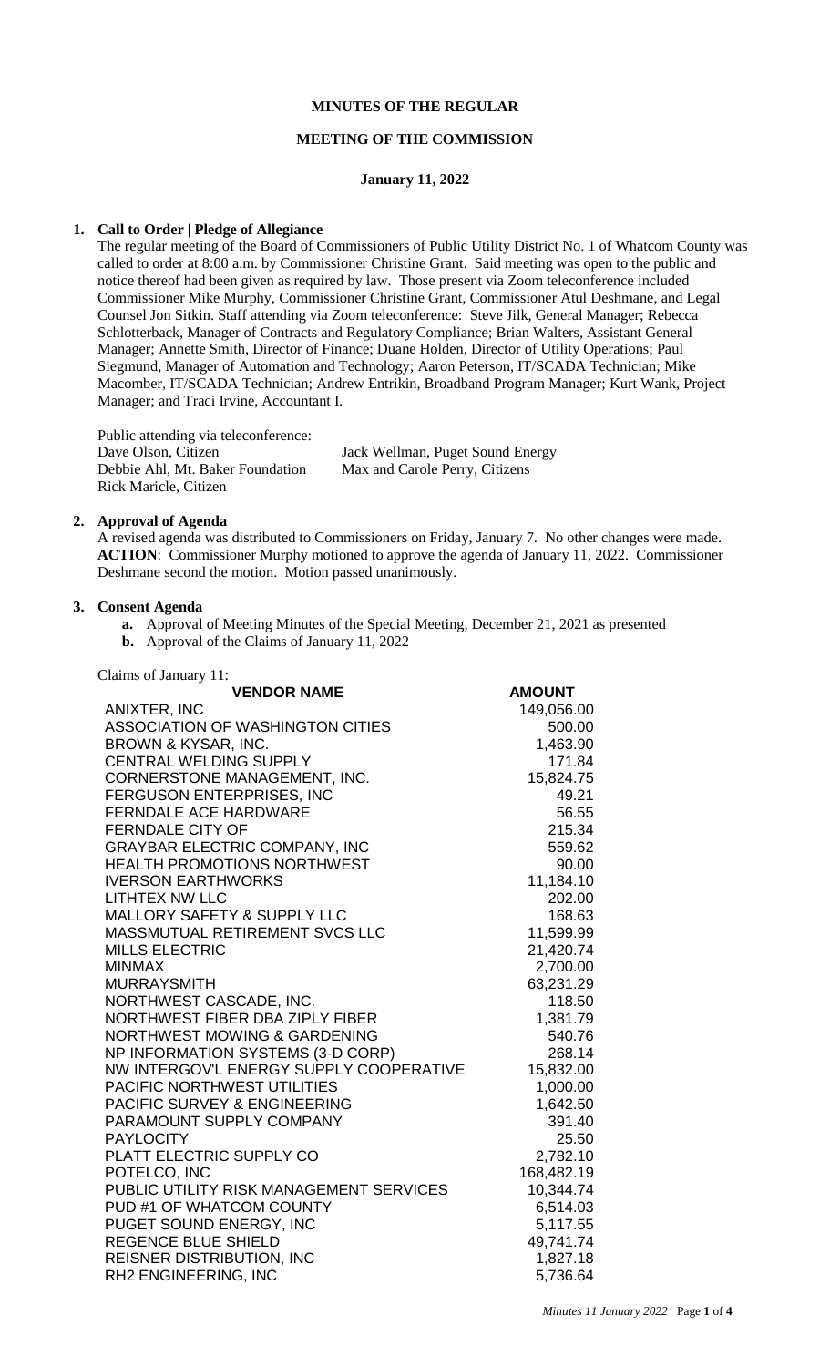# MINUTES OF THE REGULAR

## MEETING OF THE COMMISSION

### January 11, 2022

**1. Call to Order | Pledge of Allegiance**

The regular meeting of the Board of Commissioners of Public Utility District No. 1 of Whatcom County was called to order at 8:00 a.m. by Commissioner Christine Grant. Said meeting was open to the public and notice thereof had been given as required by law. Those present via Zoom teleconference included Commissioner Mike Murphy, Commissioner Christine Grant, Commissioner Atul Deshmane, and Legal Counsel Jon Sitkin. Staff attending via Zoom teleconference: Steve Jilk, General Manager; Rebecca Schlotterback, Manager of Contracts and Regulatory Compliance; Brian Walters, Assistant General Manager; Annette Smith, Director of Finance; Duane Holden, Director of Utility Operations; Paul Siegmund, Manager of Automation and Technology; Aaron Peterson, IT/SCADA Technician; Mike Macomber, IT/SCADA Technician; Andrew Entrikin, Broadband Program Manager; Kurt Wank, Project Manager; and Traci Irvine, Accountant I.

Public attending via teleconference:

| | |
|---|---|
| Dave Olson, Citizen | Jack Wellman, Puget Sound Energy |
| Debbie Ahl, Mt. Baker Foundation | Max and Carole Perry, Citizens |
| Rick Maricle, Citizen | |

**2. Approval of Agenda**

A revised agenda was distributed to Commissioners on Friday, January 7. No other changes were made. **ACTION**: Commissioner Murphy motioned to approve the agenda of January 11, 2022. Commissioner Deshmane second the motion. Motion passed unanimously.

**3. Consent Agenda**

- **a.** Approval of Meeting Minutes of the Special Meeting, December 21, 2021 as presented
- **b.** Approval of the Claims of January 11, 2022

Claims of January 11:

| VENDOR NAME | AMOUNT |
|---|---|
| ANIXTER, INC | 149,056.00 |
| ASSOCIATION OF WASHINGTON CITIES | 500.00 |
| BROWN & KYSAR, INC. | 1,463.90 |
| CENTRAL WELDING SUPPLY | 171.84 |
| CORNERSTONE MANAGEMENT, INC. | 15,824.75 |
| FERGUSON ENTERPRISES, INC | 49.21 |
| FERNDALE ACE HARDWARE | 56.55 |
| FERNDALE CITY OF | 215.34 |
| GRAYBAR ELECTRIC COMPANY, INC | 559.62 |
| HEALTH PROMOTIONS NORTHWEST | 90.00 |
| IVERSON EARTHWORKS | 11,184.10 |
| LITHTEX NW LLC | 202.00 |
| MALLORY SAFETY & SUPPLY LLC | 168.63 |
| MASSMUTUAL RETIREMENT SVCS LLC | 11,599.99 |
| MILLS ELECTRIC | 21,420.74 |
| MINMAX | 2,700.00 |
| MURRAYSMITH | 63,231.29 |
| NORTHWEST CASCADE, INC. | 118.50 |
| NORTHWEST FIBER DBA ZIPLY FIBER | 1,381.79 |
| NORTHWEST MOWING & GARDENING | 540.76 |
| NP INFORMATION SYSTEMS (3-D CORP) | 268.14 |
| NW INTERGOV'L ENERGY SUPPLY COOPERATIVE | 15,832.00 |
| PACIFIC NORTHWEST UTILITIES | 1,000.00 |
| PACIFIC SURVEY & ENGINEERING | 1,642.50 |
| PARAMOUNT SUPPLY COMPANY | 391.40 |
| PAYLOCITY | 25.50 |
| PLATT ELECTRIC SUPPLY CO | 2,782.10 |
| POTELCO, INC | 168,482.19 |
| PUBLIC UTILITY RISK MANAGEMENT SERVICES | 10,344.74 |
| PUD #1 OF WHATCOM COUNTY | 6,514.03 |
| PUGET SOUND ENERGY, INC | 5,117.55 |
| REGENCE BLUE SHIELD | 49,741.74 |
| REISNER DISTRIBUTION, INC | 1,827.18 |
| RH2 ENGINEERING, INC | 5,736.64 |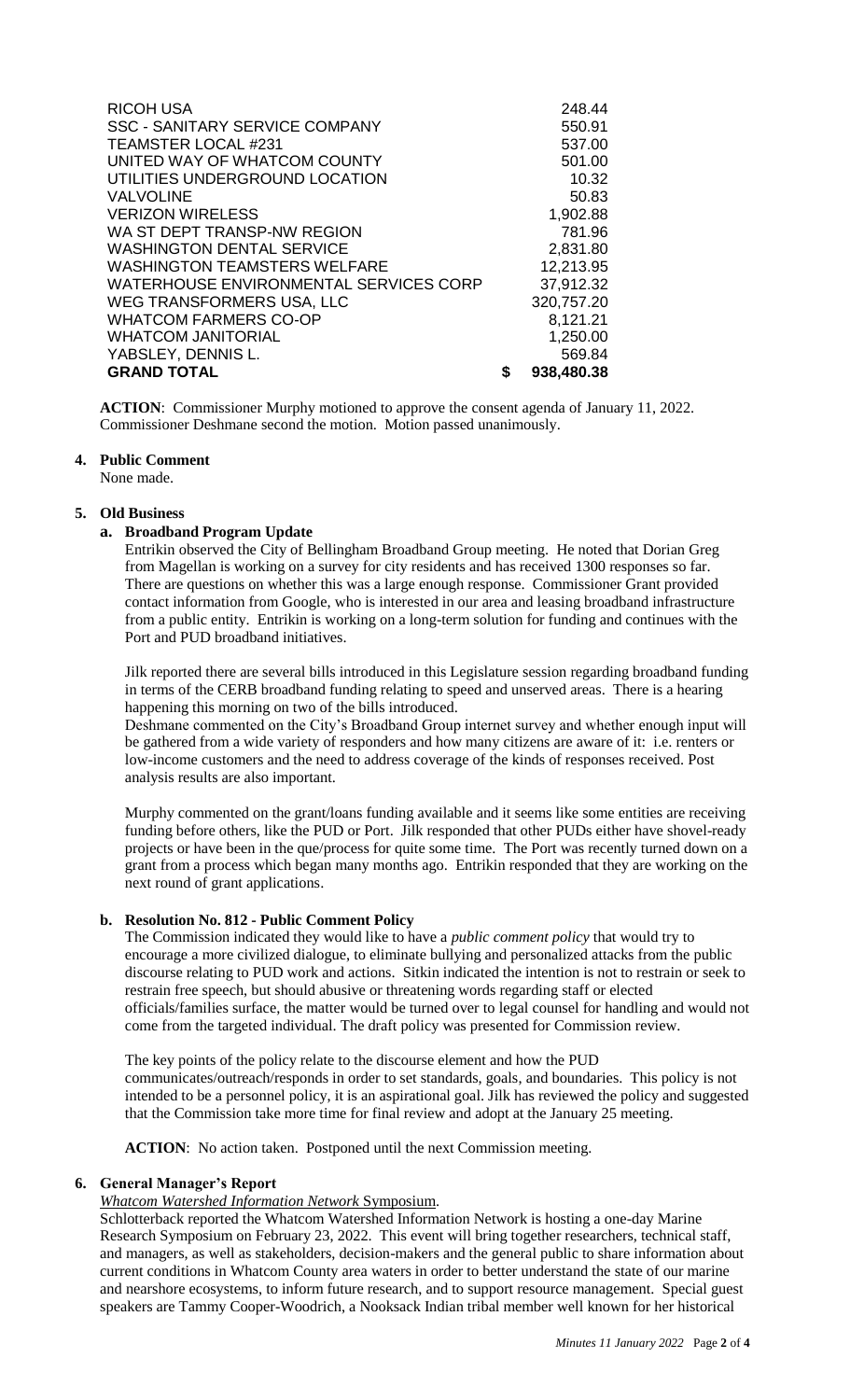| | |
|---|---|
| RICOH USA | 248.44 |
| SSC - SANITARY SERVICE COMPANY | 550.91 |
| TEAMSTER LOCAL #231 | 537.00 |
| UNITED WAY OF WHATCOM COUNTY | 501.00 |
| UTILITIES UNDERGROUND LOCATION | 10.32 |
| VALVOLINE | 50.83 |
| VERIZON WIRELESS | 1,902.88 |
| WA ST DEPT TRANSP-NW REGION | 781.96 |
| WASHINGTON DENTAL SERVICE | 2,831.80 |
| WASHINGTON TEAMSTERS WELFARE | 12,213.95 |
| WATERHOUSE ENVIRONMENTAL SERVICES CORP | 37,912.32 |
| WEG TRANSFORMERS USA, LLC | 320,757.20 |
| WHATCOM FARMERS CO-OP | 8,121.21 |
| WHATCOM JANITORIAL | 1,250.00 |
| YABSLEY, DENNIS L. | 569.84 |
| **GRAND TOTAL** | **$ 938,480.38** |

**ACTION**: Commissioner Murphy motioned to approve the consent agenda of January 11, 2022. Commissioner Deshmane second the motion. Motion passed unanimously.

**4. Public Comment**

None made.

**5. Old Business**

**a. Broadband Program Update**

Entrikin observed the City of Bellingham Broadband Group meeting. He noted that Dorian Greg from Magellan is working on a survey for city residents and has received 1300 responses so far. There are questions on whether this was a large enough response. Commissioner Grant provided contact information from Google, who is interested in our area and leasing broadband infrastructure from a public entity. Entrikin is working on a long-term solution for funding and continues with the Port and PUD broadband initiatives.

Jilk reported there are several bills introduced in this Legislature session regarding broadband funding in terms of the CERB broadband funding relating to speed and unserved areas. There is a hearing happening this morning on two of the bills introduced.

Deshmane commented on the City's Broadband Group internet survey and whether enough input will be gathered from a wide variety of responders and how many citizens are aware of it: i.e. renters or low-income customers and the need to address coverage of the kinds of responses received. Post analysis results are also important.

Murphy commented on the grant/loans funding available and it seems like some entities are receiving funding before others, like the PUD or Port. Jilk responded that other PUDs either have shovel-ready projects or have been in the que/process for quite some time. The Port was recently turned down on a grant from a process which began many months ago. Entrikin responded that they are working on the next round of grant applications.

**b. Resolution No. 812 - Public Comment Policy**

The Commission indicated they would like to have a *public comment policy* that would try to encourage a more civilized dialogue, to eliminate bullying and personalized attacks from the public discourse relating to PUD work and actions. Sitkin indicated the intention is not to restrain or seek to restrain free speech, but should abusive or threatening words regarding staff or elected officials/families surface, the matter would be turned over to legal counsel for handling and would not come from the targeted individual. The draft policy was presented for Commission review.

The key points of the policy relate to the discourse element and how the PUD communicates/outreach/responds in order to set standards, goals, and boundaries. This policy is not intended to be a personnel policy, it is an aspirational goal. Jilk has reviewed the policy and suggested that the Commission take more time for final review and adopt at the January 25 meeting.

**ACTION**: No action taken. Postponed until the next Commission meeting.

**6. General Manager's Report**

*Whatcom Watershed Information Network* Symposium.

Schlotterback reported the Whatcom Watershed Information Network is hosting a one-day Marine Research Symposium on February 23, 2022. This event will bring together researchers, technical staff, and managers, as well as stakeholders, decision-makers and the general public to share information about current conditions in Whatcom County area waters in order to better understand the state of our marine and nearshore ecosystems, to inform future research, and to support resource management. Special guest speakers are Tammy Cooper-Woodrich, a Nooksack Indian tribal member well known for her historical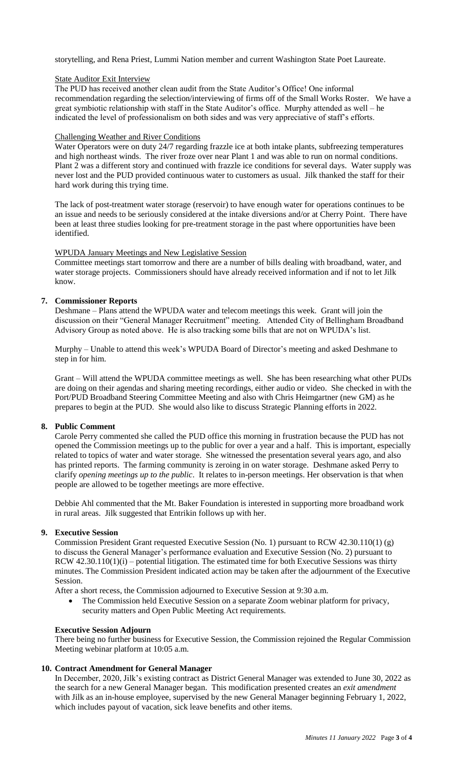storytelling, and Rena Priest, Lummi Nation member and current Washington State Poet Laureate.

State Auditor Exit Interview

The PUD has received another clean audit from the State Auditor's Office! One informal recommendation regarding the selection/interviewing of firms off of the Small Works Roster. We have a great symbiotic relationship with staff in the State Auditor's office. Murphy attended as well – he indicated the level of professionalism on both sides and was very appreciative of staff's efforts.

Challenging Weather and River Conditions

Water Operators were on duty 24/7 regarding frazzle ice at both intake plants, subfreezing temperatures and high northeast winds. The river froze over near Plant 1 and was able to run on normal conditions. Plant 2 was a different story and continued with frazzle ice conditions for several days. Water supply was never lost and the PUD provided continuous water to customers as usual. Jilk thanked the staff for their hard work during this trying time.

The lack of post-treatment water storage (reservoir) to have enough water for operations continues to be an issue and needs to be seriously considered at the intake diversions and/or at Cherry Point. There have been at least three studies looking for pre-treatment storage in the past where opportunities have been identified.

WPUDA January Meetings and New Legislative Session

Committee meetings start tomorrow and there are a number of bills dealing with broadband, water, and water storage projects. Commissioners should have already received information and if not to let Jilk know.

## 7. Commissioner Reports

Deshmane – Plans attend the WPUDA water and telecom meetings this week. Grant will join the discussion on their "General Manager Recruitment" meeting. Attended City of Bellingham Broadband Advisory Group as noted above. He is also tracking some bills that are not on WPUDA's list.

Murphy – Unable to attend this week's WPUDA Board of Director's meeting and asked Deshmane to step in for him.

Grant – Will attend the WPUDA committee meetings as well. She has been researching what other PUDs are doing on their agendas and sharing meeting recordings, either audio or video. She checked in with the Port/PUD Broadband Steering Committee Meeting and also with Chris Heimgartner (new GM) as he prepares to begin at the PUD. She would also like to discuss Strategic Planning efforts in 2022.

## 8. Public Comment

Carole Perry commented she called the PUD office this morning in frustration because the PUD has not opened the Commission meetings up to the public for over a year and a half. This is important, especially related to topics of water and water storage. She witnessed the presentation several years ago, and also has printed reports. The farming community is zeroing in on water storage. Deshmane asked Perry to clarify *opening meetings up to the public*. It relates to in-person meetings. Her observation is that when people are allowed to be together meetings are more effective.

Debbie Ahl commented that the Mt. Baker Foundation is interested in supporting more broadband work in rural areas. Jilk suggested that Entrikin follows up with her.

## 9. Executive Session

Commission President Grant requested Executive Session (No. 1) pursuant to RCW 42.30.110(1) (g) to discuss the General Manager's performance evaluation and Executive Session (No. 2) pursuant to RCW 42.30.110(1)(i) – potential litigation. The estimated time for both Executive Sessions was thirty minutes. The Commission President indicated action may be taken after the adjournment of the Executive Session.

After a short recess, the Commission adjourned to Executive Session at 9:30 a.m.

- The Commission held Executive Session on a separate Zoom webinar platform for privacy, security matters and Open Public Meeting Act requirements.

**Executive Session Adjourn**

There being no further business for Executive Session, the Commission rejoined the Regular Commission Meeting webinar platform at 10:05 a.m.

## 10. Contract Amendment for General Manager

In December, 2020, Jilk's existing contract as District General Manager was extended to June 30, 2022 as the search for a new General Manager began. This modification presented creates an *exit amendment* with Jilk as an in-house employee, supervised by the new General Manager beginning February 1, 2022, which includes payout of vacation, sick leave benefits and other items.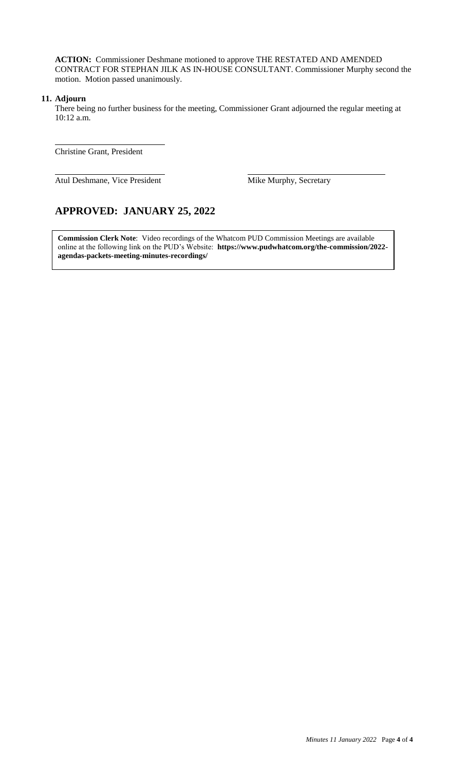**ACTION:** Commissioner Deshmane motioned to approve THE RESTATED AND AMENDED CONTRACT FOR STEPHAN JILK AS IN-HOUSE CONSULTANT. Commissioner Murphy second the motion. Motion passed unanimously.

**11. Adjourn**

There being no further business for the meeting, Commissioner Grant adjourned the regular meeting at 10:12 a.m.

\_\_\_\_\_\_\_\_\_\_\_\_\_\_\_\_\_\_\_\_\_\_\_\_\_\_

Christine Grant, President

\_\_\_\_\_\_\_\_\_\_\_\_\_\_\_\_\_\_\_\_\_\_\_\_\_\_

Atul Deshmane, Vice President

\_\_\_\_\_\_\_\_\_\_\_\_\_\_\_\_\_\_\_\_\_\_\_\_\_\_

Mike Murphy, Secretary

## APPROVED: JANUARY 25, 2022

**Commission Clerk Note**: Video recordings of the Whatcom PUD Commission Meetings are available online at the following link on the PUD's Website: **https://www.pudwhatcom.org/the-commission/2022-agendas-packets-meeting-minutes-recordings/**